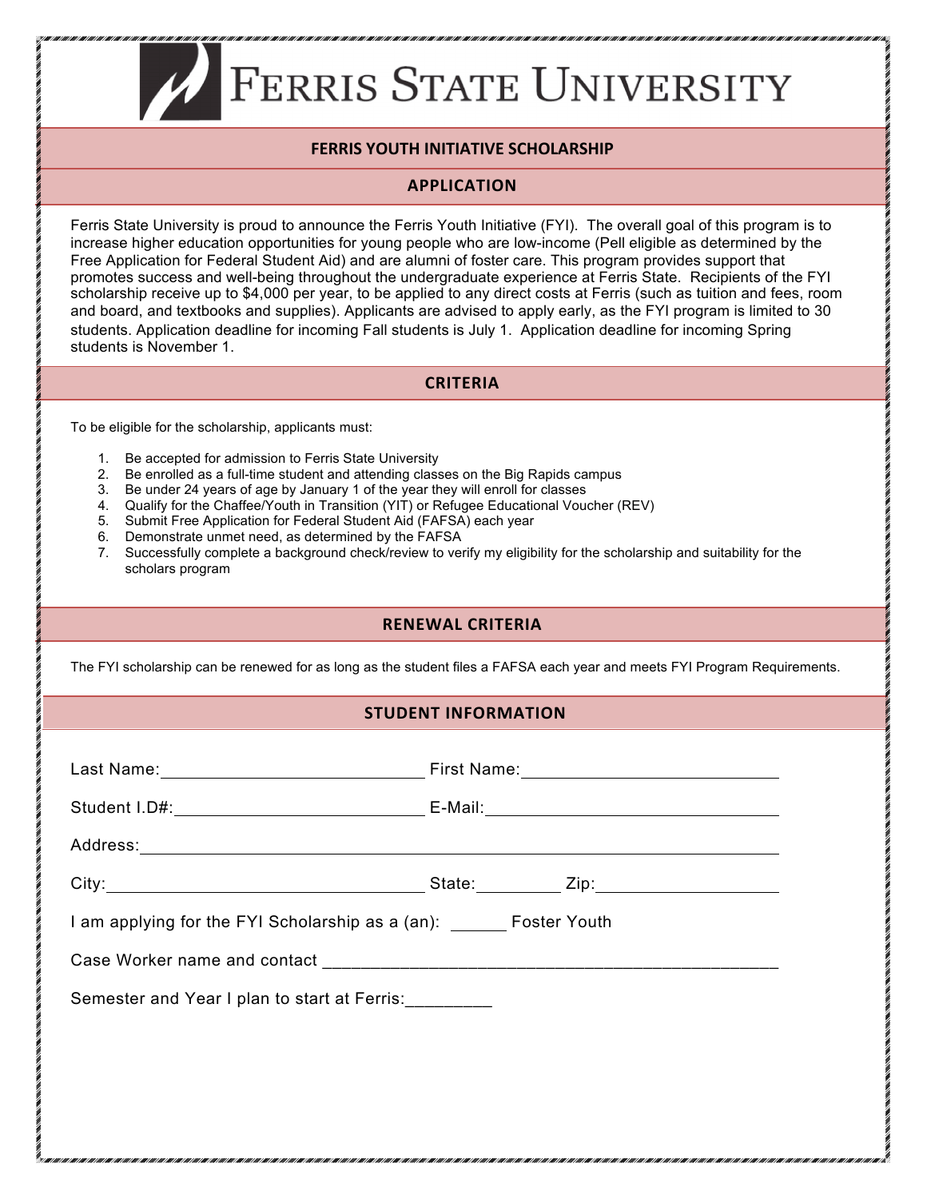# FERRIS STATE UNIVERSITY

## FERRIS YOUTH INITIATIVE SCHOLARSHIP

## APPLICATION

Ferris State University is proud to announce the Ferris Youth Initiative (FYI). The overall goal of this program is to increase higher education opportunities for young people who are low-income (Pell eligible as determined by the Free Application for Federal Student Aid) and are alumni of foster care. This program provides support that promotes success and well-being throughout the undergraduate experience at Ferris State. Recipients of the FYI scholarship receive up to $4,000 per year, to be applied to any direct costs at Ferris (such as tuition and fees, room and board, and textbooks and supplies). Applicants are advised to apply early, as the FYI program is limited to 30 students. Application deadline for incoming Fall students is July 1. Application deadline for incoming Spring students is November 1.

## CRITERIA

To be eligible for the scholarship, applicants must:

1. Be accepted for admission to Ferris State University
2. Be enrolled as a full-time student and attending classes on the Big Rapids campus
3. Be under 24 years of age by January 1 of the year they will enroll for classes
4. Qualify for the Chaffee/Youth in Transition (YIT) or Refugee Educational Voucher (REV)
5. Submit Free Application for Federal Student Aid (FAFSA) each year
6. Demonstrate unmet need, as determined by the FAFSA
7. Successfully complete a background check/review to verify my eligibility for the scholarship and suitability for the scholars program

## RENEWAL CRITERIA

The FYI scholarship can be renewed for as long as the student files a FAFSA each year and meets FYI Program Requirements.

## STUDENT INFORMATION

Last Name:____________________________ First Name:____________________________

Student I.D#:__________________________ E-Mail:_______________________________

Address:_____________________________________________________________

City:________________________________ State:_________ Zip:__________________

I am applying for the FYI Scholarship as a (an): ______ Foster Youth

Case Worker name and contact _____________________________________________

Semester and Year I plan to start at Ferris:_________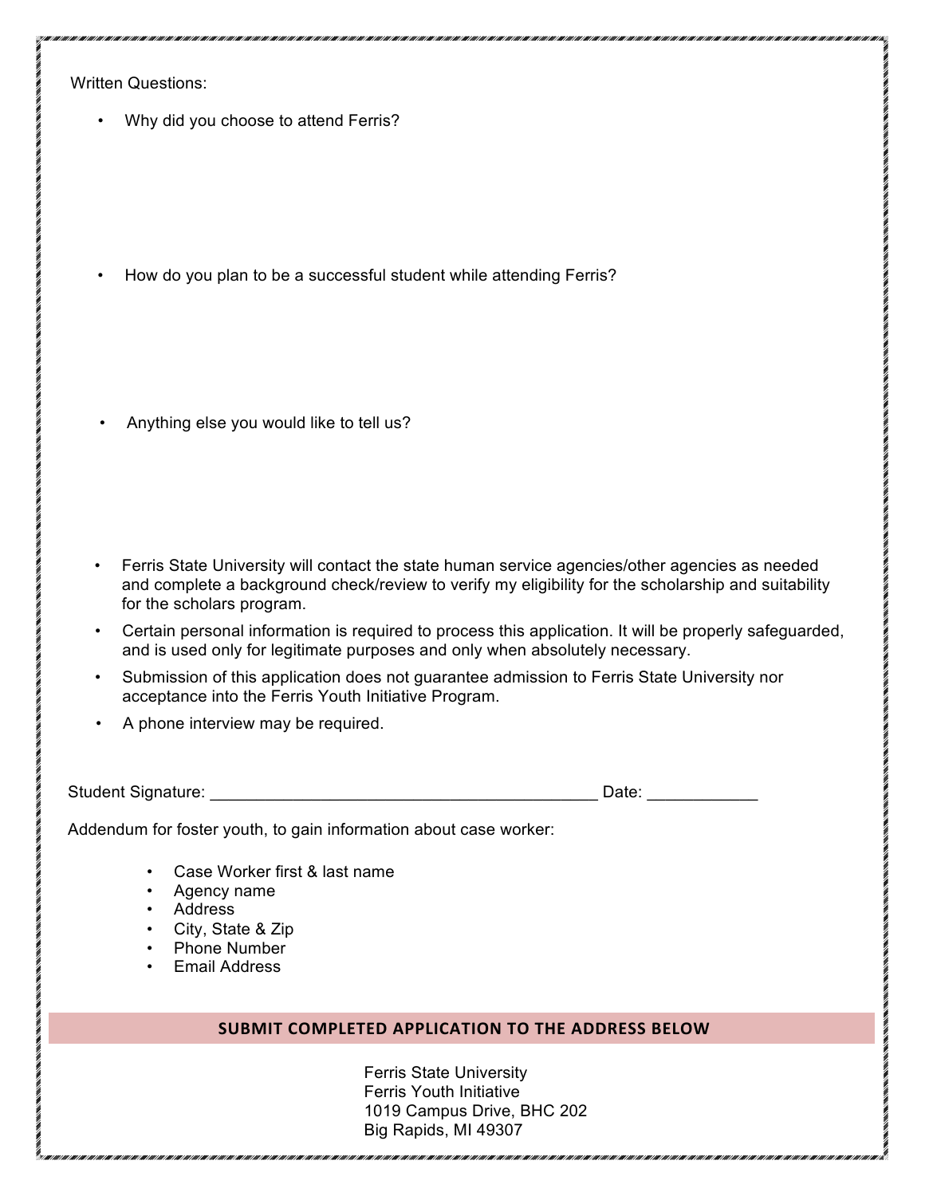Written Questions:

- Why did you choose to attend Ferris?

- How do you plan to be a successful student while attending Ferris?

- Anything else you would like to tell us?

- Ferris State University will contact the state human service agencies/other agencies as needed and complete a background check/review to verify my eligibility for the scholarship and suitability for the scholars program.
- Certain personal information is required to process this application. It will be properly safeguarded, and is used only for legitimate purposes and only when absolutely necessary.
- Submission of this application does not guarantee admission to Ferris State University nor acceptance into the Ferris Youth Initiative Program.
- A phone interview may be required.

Student Signature: ________________________________________ Date: ___________

Addendum for foster youth, to gain information about case worker:

- Case Worker first & last name
- Agency name
- Address
- City, State & Zip
- Phone Number
- Email Address

**SUBMIT COMPLETED APPLICATION TO THE ADDRESS BELOW**

Ferris State University
Ferris Youth Initiative
1019 Campus Drive, BHC 202
Big Rapids, MI 49307